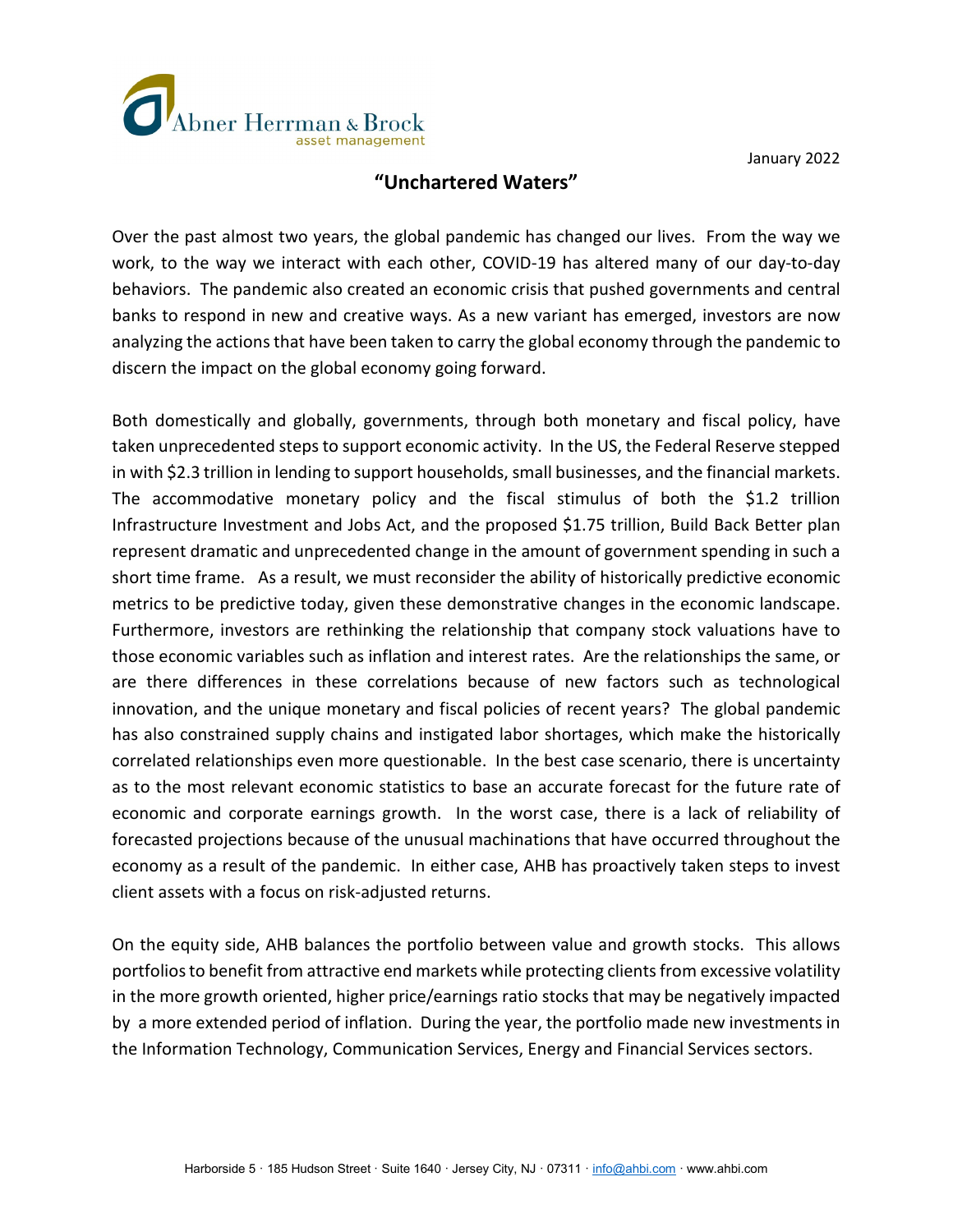Abner Herrman & Brock
asset management

January 2022

## "Unchartered Waters"

Over the past almost two years, the global pandemic has changed our lives. From the way we work, to the way we interact with each other, COVID-19 has altered many of our day-to-day behaviors. The pandemic also created an economic crisis that pushed governments and central banks to respond in new and creative ways. As a new variant has emerged, investors are now analyzing the actions that have been taken to carry the global economy through the pandemic to discern the impact on the global economy going forward.

Both domestically and globally, governments, through both monetary and fiscal policy, have taken unprecedented steps to support economic activity. In the US, the Federal Reserve stepped in with $2.3 trillion in lending to support households, small businesses, and the financial markets. The accommodative monetary policy and the fiscal stimulus of both the $1.2 trillion Infrastructure Investment and Jobs Act, and the proposed $1.75 trillion, Build Back Better plan represent dramatic and unprecedented change in the amount of government spending in such a short time frame. As a result, we must reconsider the ability of historically predictive economic metrics to be predictive today, given these demonstrative changes in the economic landscape. Furthermore, investors are rethinking the relationship that company stock valuations have to those economic variables such as inflation and interest rates. Are the relationships the same, or are there differences in these correlations because of new factors such as technological innovation, and the unique monetary and fiscal policies of recent years? The global pandemic has also constrained supply chains and instigated labor shortages, which make the historically correlated relationships even more questionable. In the best case scenario, there is uncertainty as to the most relevant economic statistics to base an accurate forecast for the future rate of economic and corporate earnings growth. In the worst case, there is a lack of reliability of forecasted projections because of the unusual machinations that have occurred throughout the economy as a result of the pandemic. In either case, AHB has proactively taken steps to invest client assets with a focus on risk-adjusted returns.

On the equity side, AHB balances the portfolio between value and growth stocks. This allows portfolios to benefit from attractive end markets while protecting clients from excessive volatility in the more growth oriented, higher price/earnings ratio stocks that may be negatively impacted by a more extended period of inflation. During the year, the portfolio made new investments in the Information Technology, Communication Services, Energy and Financial Services sectors.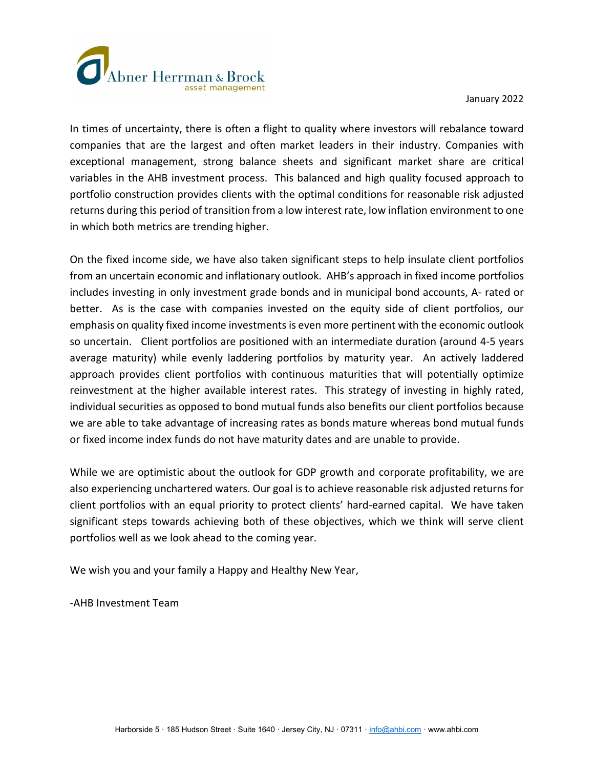January 2022

In times of uncertainty, there is often a flight to quality where investors will rebalance toward companies that are the largest and often market leaders in their industry. Companies with exceptional management, strong balance sheets and significant market share are critical variables in the AHB investment process. This balanced and high quality focused approach to portfolio construction provides clients with the optimal conditions for reasonable risk adjusted returns during this period of transition from a low interest rate, low inflation environment to one in which both metrics are trending higher.

On the fixed income side, we have also taken significant steps to help insulate client portfolios from an uncertain economic and inflationary outlook. AHB's approach in fixed income portfolios includes investing in only investment grade bonds and in municipal bond accounts, A- rated or better. As is the case with companies invested on the equity side of client portfolios, our emphasis on quality fixed income investments is even more pertinent with the economic outlook so uncertain. Client portfolios are positioned with an intermediate duration (around 4-5 years average maturity) while evenly laddering portfolios by maturity year. An actively laddered approach provides client portfolios with continuous maturities that will potentially optimize reinvestment at the higher available interest rates. This strategy of investing in highly rated, individual securities as opposed to bond mutual funds also benefits our client portfolios because we are able to take advantage of increasing rates as bonds mature whereas bond mutual funds or fixed income index funds do not have maturity dates and are unable to provide.

While we are optimistic about the outlook for GDP growth and corporate profitability, we are also experiencing unchartered waters. Our goal is to achieve reasonable risk adjusted returns for client portfolios with an equal priority to protect clients' hard-earned capital. We have taken significant steps towards achieving both of these objectives, which we think will serve client portfolios well as we look ahead to the coming year.

We wish you and your family a Happy and Healthy New Year,

-AHB Investment Team

Harborside 5 · 185 Hudson Street · Suite 1640 · Jersey City, NJ · 07311 · info@ahbi.com · www.ahbi.com